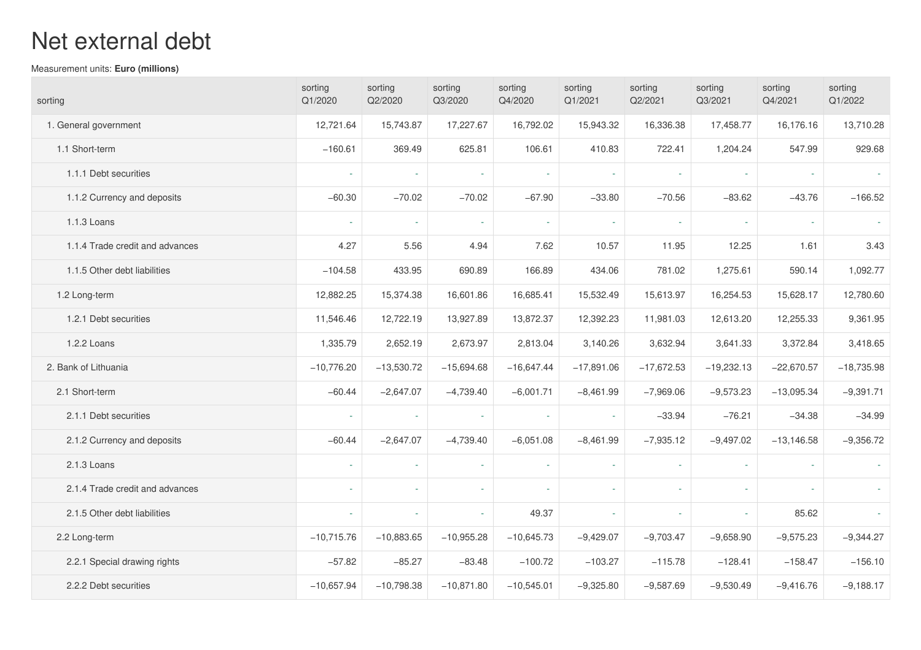# Net external debt

Measurement units: **Euro (millions)**

| sorting | sorting Q1/2020 | sorting Q2/2020 | sorting Q3/2020 | sorting Q4/2020 | sorting Q1/2021 | sorting Q2/2021 | sorting Q3/2021 | sorting Q4/2021 | sorting Q1/2022 |
|---|---|---|---|---|---|---|---|---|---|
| 1. General government | 12,721.64 | 15,743.87 | 17,227.67 | 16,792.02 | 15,943.32 | 16,336.38 | 17,458.77 | 16,176.16 | 13,710.28 |
| 1.1 Short-term | −160.61 | 369.49 | 625.81 | 106.61 | 410.83 | 722.41 | 1,204.24 | 547.99 | 929.68 |
| 1.1.1 Debt securities | - | - | - | - | - | - | - | - | - |
| 1.1.2 Currency and deposits | −60.30 | −70.02 | −70.02 | −67.90 | −33.80 | −70.56 | −83.62 | −43.76 | −166.52 |
| 1.1.3 Loans | - | - | - | - | - | - | - | - | - |
| 1.1.4 Trade credit and advances | 4.27 | 5.56 | 4.94 | 7.62 | 10.57 | 11.95 | 12.25 | 1.61 | 3.43 |
| 1.1.5 Other debt liabilities | −104.58 | 433.95 | 690.89 | 166.89 | 434.06 | 781.02 | 1,275.61 | 590.14 | 1,092.77 |
| 1.2 Long-term | 12,882.25 | 15,374.38 | 16,601.86 | 16,685.41 | 15,532.49 | 15,613.97 | 16,254.53 | 15,628.17 | 12,780.60 |
| 1.2.1 Debt securities | 11,546.46 | 12,722.19 | 13,927.89 | 13,872.37 | 12,392.23 | 11,981.03 | 12,613.20 | 12,255.33 | 9,361.95 |
| 1.2.2 Loans | 1,335.79 | 2,652.19 | 2,673.97 | 2,813.04 | 3,140.26 | 3,632.94 | 3,641.33 | 3,372.84 | 3,418.65 |
| 2. Bank of Lithuania | −10,776.20 | −13,530.72 | −15,694.68 | −16,647.44 | −17,891.06 | −17,672.53 | −19,232.13 | −22,670.57 | −18,735.98 |
| 2.1 Short-term | −60.44 | −2,647.07 | −4,739.40 | −6,001.71 | −8,461.99 | −7,969.06 | −9,573.23 | −13,095.34 | −9,391.71 |
| 2.1.1 Debt securities | - | - | - | - | - | −33.94 | −76.21 | −34.38 | −34.99 |
| 2.1.2 Currency and deposits | −60.44 | −2,647.07 | −4,739.40 | −6,051.08 | −8,461.99 | −7,935.12 | −9,497.02 | −13,146.58 | −9,356.72 |
| 2.1.3 Loans | - | - | - | - | - | - | - | - | - |
| 2.1.4 Trade credit and advances | - | - | - | - | - | - | - | - | - |
| 2.1.5 Other debt liabilities | - | - | - | 49.37 | - | - | - | 85.62 | - |
| 2.2 Long-term | −10,715.76 | −10,883.65 | −10,955.28 | −10,645.73 | −9,429.07 | −9,703.47 | −9,658.90 | −9,575.23 | −9,344.27 |
| 2.2.1 Special drawing rights | −57.82 | −85.27 | −83.48 | −100.72 | −103.27 | −115.78 | −128.41 | −158.47 | −156.10 |
| 2.2.2 Debt securities | −10,657.94 | −10,798.38 | −10,871.80 | −10,545.01 | −9,325.80 | −9,587.69 | −9,530.49 | −9,416.76 | −9,188.17 |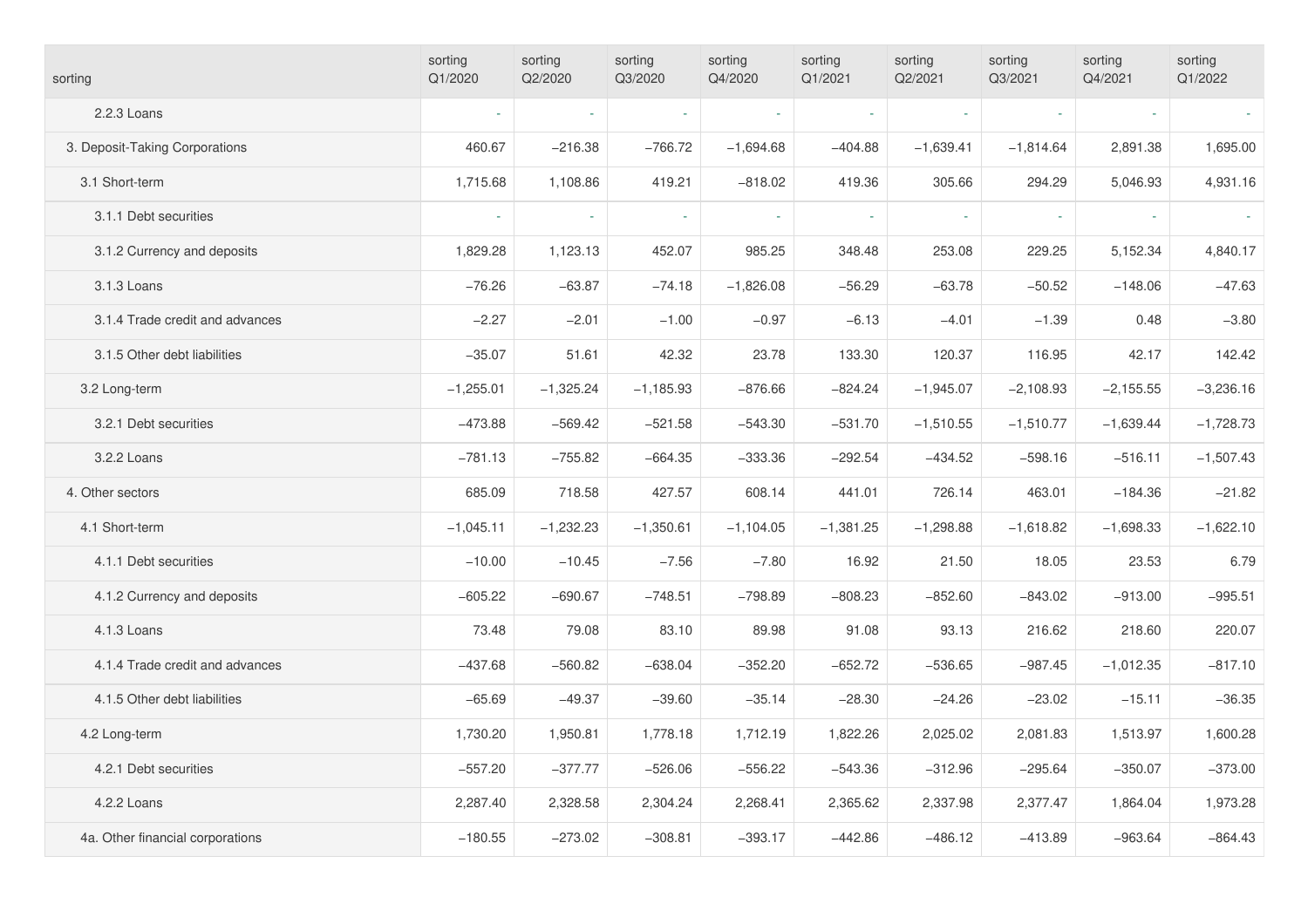| sorting | sorting Q1/2020 | sorting Q2/2020 | sorting Q3/2020 | sorting Q4/2020 | sorting Q1/2021 | sorting Q2/2021 | sorting Q3/2021 | sorting Q4/2021 | sorting Q1/2022 |
|---|---|---|---|---|---|---|---|---|---|
| 2.2.3 Loans | - | - | - | - | - | - | - | - | - |
| 3. Deposit-Taking Corporations | 460.67 | −216.38 | −766.72 | −1,694.68 | −404.88 | −1,639.41 | −1,814.64 | 2,891.38 | 1,695.00 |
| 3.1 Short-term | 1,715.68 | 1,108.86 | 419.21 | −818.02 | 419.36 | 305.66 | 294.29 | 5,046.93 | 4,931.16 |
| 3.1.1 Debt securities | - | - | - | - | - | - | - | - | - |
| 3.1.2 Currency and deposits | 1,829.28 | 1,123.13 | 452.07 | 985.25 | 348.48 | 253.08 | 229.25 | 5,152.34 | 4,840.17 |
| 3.1.3 Loans | −76.26 | −63.87 | −74.18 | −1,826.08 | −56.29 | −63.78 | −50.52 | −148.06 | −47.63 |
| 3.1.4 Trade credit and advances | −2.27 | −2.01 | −1.00 | −0.97 | −6.13 | −4.01 | −1.39 | 0.48 | −3.80 |
| 3.1.5 Other debt liabilities | −35.07 | 51.61 | 42.32 | 23.78 | 133.30 | 120.37 | 116.95 | 42.17 | 142.42 |
| 3.2 Long-term | −1,255.01 | −1,325.24 | −1,185.93 | −876.66 | −824.24 | −1,945.07 | −2,108.93 | −2,155.55 | −3,236.16 |
| 3.2.1 Debt securities | −473.88 | −569.42 | −521.58 | −543.30 | −531.70 | −1,510.55 | −1,510.77 | −1,639.44 | −1,728.73 |
| 3.2.2 Loans | −781.13 | −755.82 | −664.35 | −333.36 | −292.54 | −434.52 | −598.16 | −516.11 | −1,507.43 |
| 4. Other sectors | 685.09 | 718.58 | 427.57 | 608.14 | 441.01 | 726.14 | 463.01 | −184.36 | −21.82 |
| 4.1 Short-term | −1,045.11 | −1,232.23 | −1,350.61 | −1,104.05 | −1,381.25 | −1,298.88 | −1,618.82 | −1,698.33 | −1,622.10 |
| 4.1.1 Debt securities | −10.00 | −10.45 | −7.56 | −7.80 | 16.92 | 21.50 | 18.05 | 23.53 | 6.79 |
| 4.1.2 Currency and deposits | −605.22 | −690.67 | −748.51 | −798.89 | −808.23 | −852.60 | −843.02 | −913.00 | −995.51 |
| 4.1.3 Loans | 73.48 | 79.08 | 83.10 | 89.98 | 91.08 | 93.13 | 216.62 | 218.60 | 220.07 |
| 4.1.4 Trade credit and advances | −437.68 | −560.82 | −638.04 | −352.20 | −652.72 | −536.65 | −987.45 | −1,012.35 | −817.10 |
| 4.1.5 Other debt liabilities | −65.69 | −49.37 | −39.60 | −35.14 | −28.30 | −24.26 | −23.02 | −15.11 | −36.35 |
| 4.2 Long-term | 1,730.20 | 1,950.81 | 1,778.18 | 1,712.19 | 1,822.26 | 2,025.02 | 2,081.83 | 1,513.97 | 1,600.28 |
| 4.2.1 Debt securities | −557.20 | −377.77 | −526.06 | −556.22 | −543.36 | −312.96 | −295.64 | −350.07 | −373.00 |
| 4.2.2 Loans | 2,287.40 | 2,328.58 | 2,304.24 | 2,268.41 | 2,365.62 | 2,337.98 | 2,377.47 | 1,864.04 | 1,973.28 |
| 4a. Other financial corporations | −180.55 | −273.02 | −308.81 | −393.17 | −442.86 | −486.12 | −413.89 | −963.64 | −864.43 |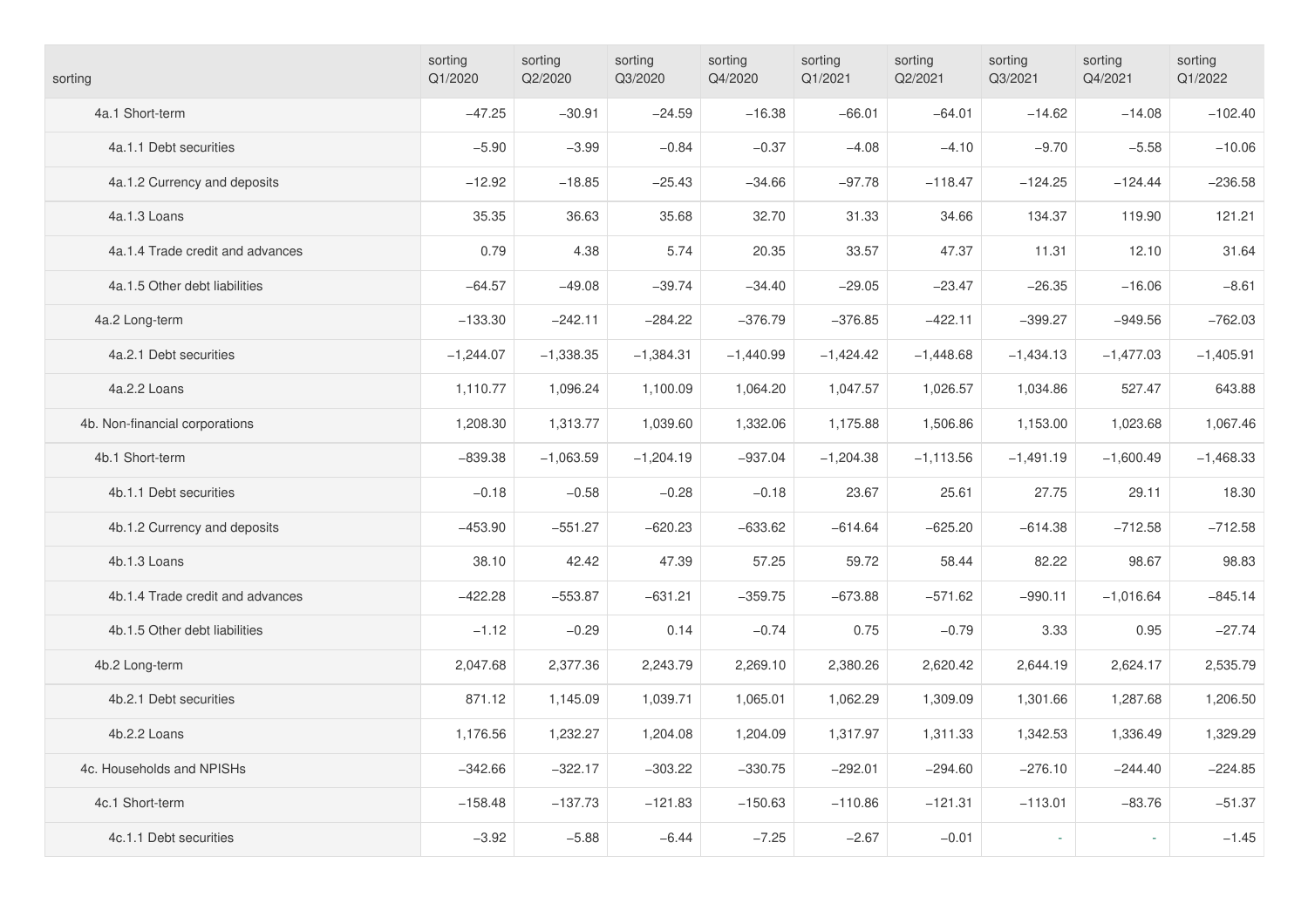| sorting | sorting Q1/2020 | sorting Q2/2020 | sorting Q3/2020 | sorting Q4/2020 | sorting Q1/2021 | sorting Q2/2021 | sorting Q3/2021 | sorting Q4/2021 | sorting Q1/2022 |
|---|---|---|---|---|---|---|---|---|---|
| 4a.1 Short-term | −47.25 | −30.91 | −24.59 | −16.38 | −66.01 | −64.01 | −14.62 | −14.08 | −102.40 |
| 4a.1.1 Debt securities | −5.90 | −3.99 | −0.84 | −0.37 | −4.08 | −4.10 | −9.70 | −5.58 | −10.06 |
| 4a.1.2 Currency and deposits | −12.92 | −18.85 | −25.43 | −34.66 | −97.78 | −118.47 | −124.25 | −124.44 | −236.58 |
| 4a.1.3 Loans | 35.35 | 36.63 | 35.68 | 32.70 | 31.33 | 34.66 | 134.37 | 119.90 | 121.21 |
| 4a.1.4 Trade credit and advances | 0.79 | 4.38 | 5.74 | 20.35 | 33.57 | 47.37 | 11.31 | 12.10 | 31.64 |
| 4a.1.5 Other debt liabilities | −64.57 | −49.08 | −39.74 | −34.40 | −29.05 | −23.47 | −26.35 | −16.06 | −8.61 |
| 4a.2 Long-term | −133.30 | −242.11 | −284.22 | −376.79 | −376.85 | −422.11 | −399.27 | −949.56 | −762.03 |
| 4a.2.1 Debt securities | −1,244.07 | −1,338.35 | −1,384.31 | −1,440.99 | −1,424.42 | −1,448.68 | −1,434.13 | −1,477.03 | −1,405.91 |
| 4a.2.2 Loans | 1,110.77 | 1,096.24 | 1,100.09 | 1,064.20 | 1,047.57 | 1,026.57 | 1,034.86 | 527.47 | 643.88 |
| 4b. Non-financial corporations | 1,208.30 | 1,313.77 | 1,039.60 | 1,332.06 | 1,175.88 | 1,506.86 | 1,153.00 | 1,023.68 | 1,067.46 |
| 4b.1 Short-term | −839.38 | −1,063.59 | −1,204.19 | −937.04 | −1,204.38 | −1,113.56 | −1,491.19 | −1,600.49 | −1,468.33 |
| 4b.1.1 Debt securities | −0.18 | −0.58 | −0.28 | −0.18 | 23.67 | 25.61 | 27.75 | 29.11 | 18.30 |
| 4b.1.2 Currency and deposits | −453.90 | −551.27 | −620.23 | −633.62 | −614.64 | −625.20 | −614.38 | −712.58 | −712.58 |
| 4b.1.3 Loans | 38.10 | 42.42 | 47.39 | 57.25 | 59.72 | 58.44 | 82.22 | 98.67 | 98.83 |
| 4b.1.4 Trade credit and advances | −422.28 | −553.87 | −631.21 | −359.75 | −673.88 | −571.62 | −990.11 | −1,016.64 | −845.14 |
| 4b.1.5 Other debt liabilities | −1.12 | −0.29 | 0.14 | −0.74 | 0.75 | −0.79 | 3.33 | 0.95 | −27.74 |
| 4b.2 Long-term | 2,047.68 | 2,377.36 | 2,243.79 | 2,269.10 | 2,380.26 | 2,620.42 | 2,644.19 | 2,624.17 | 2,535.79 |
| 4b.2.1 Debt securities | 871.12 | 1,145.09 | 1,039.71 | 1,065.01 | 1,062.29 | 1,309.09 | 1,301.66 | 1,287.68 | 1,206.50 |
| 4b.2.2 Loans | 1,176.56 | 1,232.27 | 1,204.08 | 1,204.09 | 1,317.97 | 1,311.33 | 1,342.53 | 1,336.49 | 1,329.29 |
| 4c. Households and NPISHs | −342.66 | −322.17 | −303.22 | −330.75 | −292.01 | −294.60 | −276.10 | −244.40 | −224.85 |
| 4c.1 Short-term | −158.48 | −137.73 | −121.83 | −150.63 | −110.86 | −121.31 | −113.01 | −83.76 | −51.37 |
| 4c.1.1 Debt securities | −3.92 | −5.88 | −6.44 | −7.25 | −2.67 | −0.01 | - | - | −1.45 |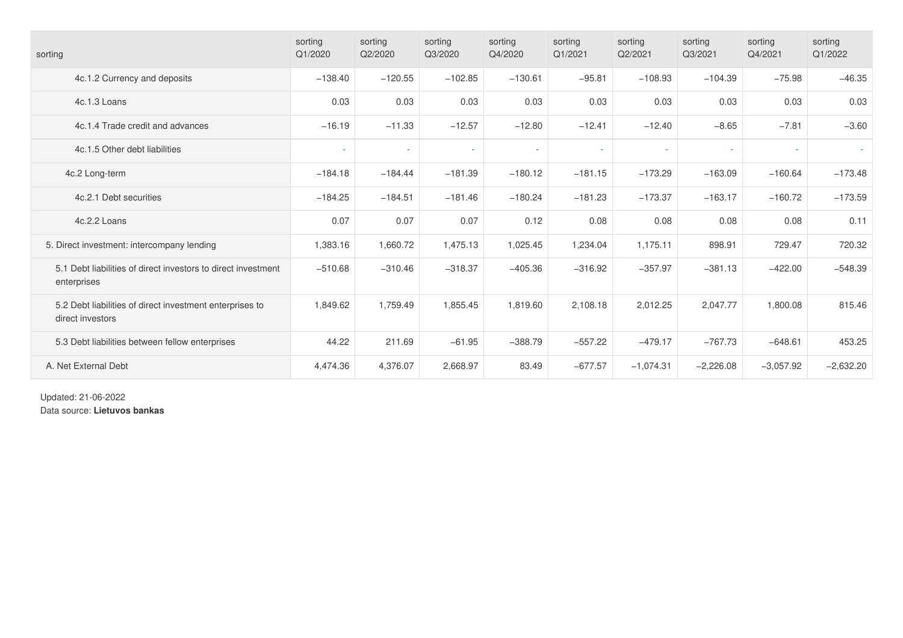| sorting | sorting Q1/2020 | sorting Q2/2020 | sorting Q3/2020 | sorting Q4/2020 | sorting Q1/2021 | sorting Q2/2021 | sorting Q3/2021 | sorting Q4/2021 | sorting Q1/2022 |
|---|---|---|---|---|---|---|---|---|---|
| 4c.1.2 Currency and deposits | −138.40 | −120.55 | −102.85 | −130.61 | −95.81 | −108.93 | −104.39 | −75.98 | −46.35 |
| 4c.1.3 Loans | 0.03 | 0.03 | 0.03 | 0.03 | 0.03 | 0.03 | 0.03 | 0.03 | 0.03 |
| 4c.1.4 Trade credit and advances | −16.19 | −11.33 | −12.57 | −12.80 | −12.41 | −12.40 | −8.65 | −7.81 | −3.60 |
| 4c.1.5 Other debt liabilities | - | - | - | - | - | - | - | - | - |
| 4c.2 Long-term | −184.18 | −184.44 | −181.39 | −180.12 | −181.15 | −173.29 | −163.09 | −160.64 | −173.48 |
| 4c.2.1 Debt securities | −184.25 | −184.51 | −181.46 | −180.24 | −181.23 | −173.37 | −163.17 | −160.72 | −173.59 |
| 4c.2.2 Loans | 0.07 | 0.07 | 0.07 | 0.12 | 0.08 | 0.08 | 0.08 | 0.08 | 0.11 |
| 5. Direct investment: intercompany lending | 1,383.16 | 1,660.72 | 1,475.13 | 1,025.45 | 1,234.04 | 1,175.11 | 898.91 | 729.47 | 720.32 |
| 5.1 Debt liabilities of direct investors to direct investment enterprises | −510.68 | −310.46 | −318.37 | −405.36 | −316.92 | −357.97 | −381.13 | −422.00 | −548.39 |
| 5.2 Debt liabilities of direct investment enterprises to direct investors | 1,849.62 | 1,759.49 | 1,855.45 | 1,819.60 | 2,108.18 | 2,012.25 | 2,047.77 | 1,800.08 | 815.46 |
| 5.3 Debt liabilities between fellow enterprises | 44.22 | 211.69 | −61.95 | −388.79 | −557.22 | −479.17 | −767.73 | −648.61 | 453.25 |
| A. Net External Debt | 4,474.36 | 4,376.07 | 2,668.97 | 83.49 | −677.57 | −1,074.31 | −2,226.08 | −3,057.92 | −2,632.20 |

Updated: 21-06-2022
Data source: **Lietuvos bankas**